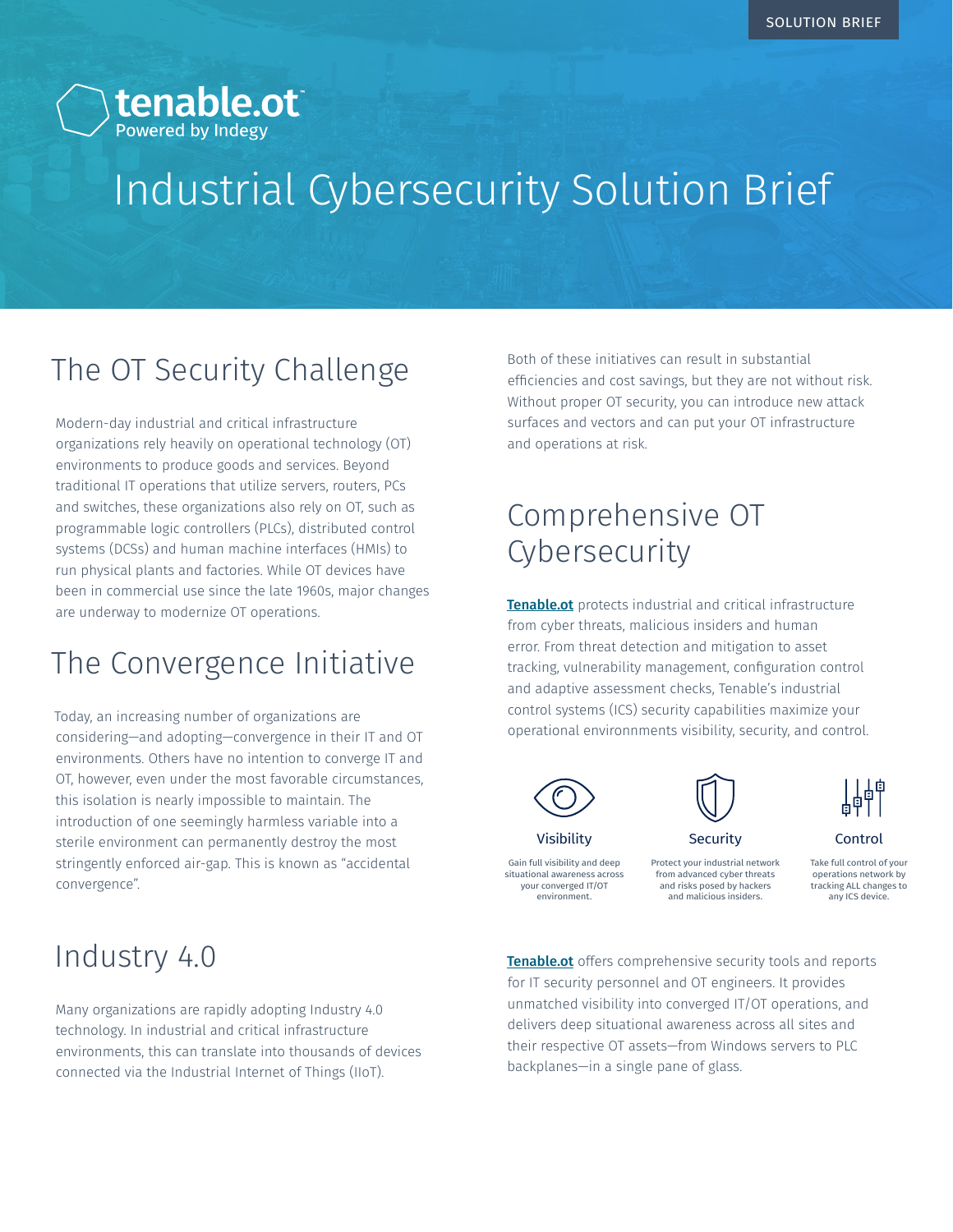SOLUTION BRIEF

tenable.ot
Powered by Indegy

# Industrial Cybersecurity Solution Brief

## The OT Security Challenge

Modern-day industrial and critical infrastructure organizations rely heavily on operational technology (OT) environments to produce goods and services. Beyond traditional IT operations that utilize servers, routers, PCs and switches, these organizations also rely on OT, such as programmable logic controllers (PLCs), distributed control systems (DCSs) and human machine interfaces (HMIs) to run physical plants and factories. While OT devices have been in commercial use since the late 1960s, major changes are underway to modernize OT operations.

## The Convergence Initiative

Today, an increasing number of organizations are considering—and adopting—convergence in their IT and OT environments. Others have no intention to converge IT and OT, however, even under the most favorable circumstances, this isolation is nearly impossible to maintain. The introduction of one seemingly harmless variable into a sterile environment can permanently destroy the most stringently enforced air-gap. This is known as "accidental convergence".

## Industry 4.0

Many organizations are rapidly adopting Industry 4.0 technology. In industrial and critical infrastructure environments, this can translate into thousands of devices connected via the Industrial Internet of Things (IIoT).

Both of these initiatives can result in substantial efficiencies and cost savings, but they are not without risk. Without proper OT security, you can introduce new attack surfaces and vectors and can put your OT infrastructure and operations at risk.

## Comprehensive OT Cybersecurity

**Tenable.ot** protects industrial and critical infrastructure from cyber threats, malicious insiders and human error. From threat detection and mitigation to asset tracking, vulnerability management, configuration control and adaptive assessment checks, Tenable's industrial control systems (ICS) security capabilities maximize your operational environnments visibility, security, and control.

**Visibility**

Gain full visibility and deep situational awareness across your converged IT/OT environment.

**Security**

Protect your industrial network from advanced cyber threats and risks posed by hackers and malicious insiders.

**Control**

Take full control of your operations network by tracking ALL changes to any ICS device.

**Tenable.ot** offers comprehensive security tools and reports for IT security personnel and OT engineers. It provides unmatched visibility into converged IT/OT operations, and delivers deep situational awareness across all sites and their respective OT assets—from Windows servers to PLC backplanes—in a single pane of glass.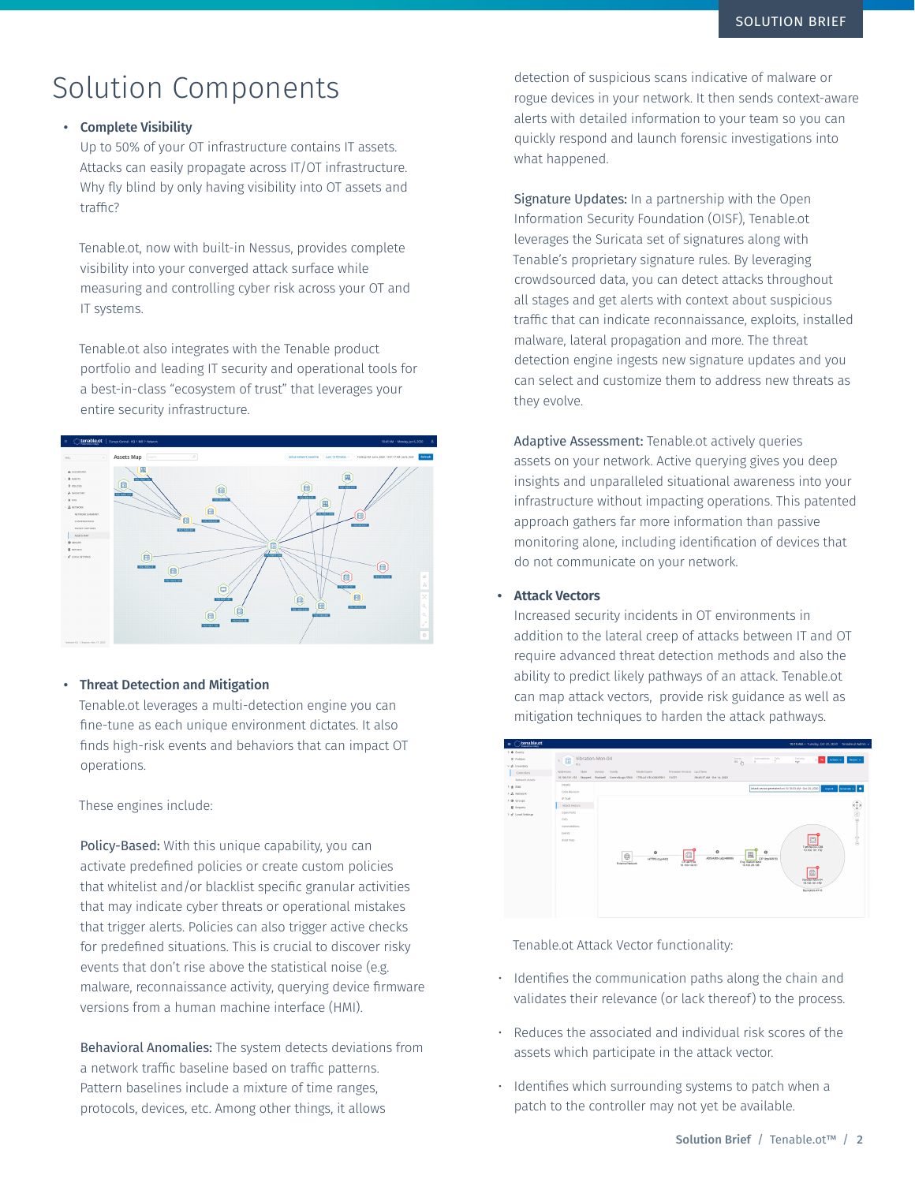# Solution Components

- **Complete Visibility**
  Up to 50% of your OT infrastructure contains IT assets. Attacks can easily propagate across IT/OT infrastructure. Why fly blind by only having visibility into OT assets and traffic?

  Tenable.ot, now with built-in Nessus, provides complete visibility into your converged attack surface while measuring and controlling cyber risk across your OT and IT systems.

  Tenable.ot also integrates with the Tenable product portfolio and leading IT security and operational tools for a best-in-class "ecosystem of trust" that leverages your entire security infrastructure.

- **Threat Detection and Mitigation**
  Tenable.ot leverages a multi-detection engine you can fine-tune as each unique environment dictates. It also finds high-risk events and behaviors that can impact OT operations.

  These engines include:

  **Policy-Based:** With this unique capability, you can activate predefined policies or create custom policies that whitelist and/or blacklist specific granular activities that may indicate cyber threats or operational mistakes that trigger alerts. Policies can also trigger active checks for predefined situations. This is crucial to discover risky events that don't rise above the statistical noise (e.g. malware, reconnaissance activity, querying device firmware versions from a human machine interface (HMI).

  **Behavioral Anomalies:** The system detects deviations from a network traffic baseline based on traffic patterns. Pattern baselines include a mixture of time ranges, protocols, devices, etc. Among other things, it allows detection of suspicious scans indicative of malware or rogue devices in your network. It then sends context-aware alerts with detailed information to your team so you can quickly respond and launch forensic investigations into what happened.

  **Signature Updates:** In a partnership with the Open Information Security Foundation (OISF), Tenable.ot leverages the Suricata set of signatures along with Tenable's proprietary signature rules. By leveraging crowdsourced data, you can detect attacks throughout all stages and get alerts with context about suspicious traffic that can indicate reconnaissance, exploits, installed malware, lateral propagation and more. The threat detection engine ingests new signature updates and you can select and customize them to address new threats as they evolve.

  **Adaptive Assessment:** Tenable.ot actively queries assets on your network. Active querying gives you deep insights and unparalleled situational awareness into your infrastructure without impacting operations. This patented approach gathers far more information than passive monitoring alone, including identification of devices that do not communicate on your network.

- **Attack Vectors**
  Increased security incidents in OT environments in addition to the lateral creep of attacks between IT and OT require advanced threat detection methods and also the ability to predict likely pathways of an attack. Tenable.ot can map attack vectors, provide risk guidance as well as mitigation techniques to harden the attack pathways.

Tenable.ot Attack Vector functionality:

- Identifies the communication paths along the chain and validates their relevance (or lack thereof) to the process.
- Reduces the associated and individual risk scores of the assets which participate in the attack vector.
- Identifies which surrounding systems to patch when a patch to the controller may not yet be available.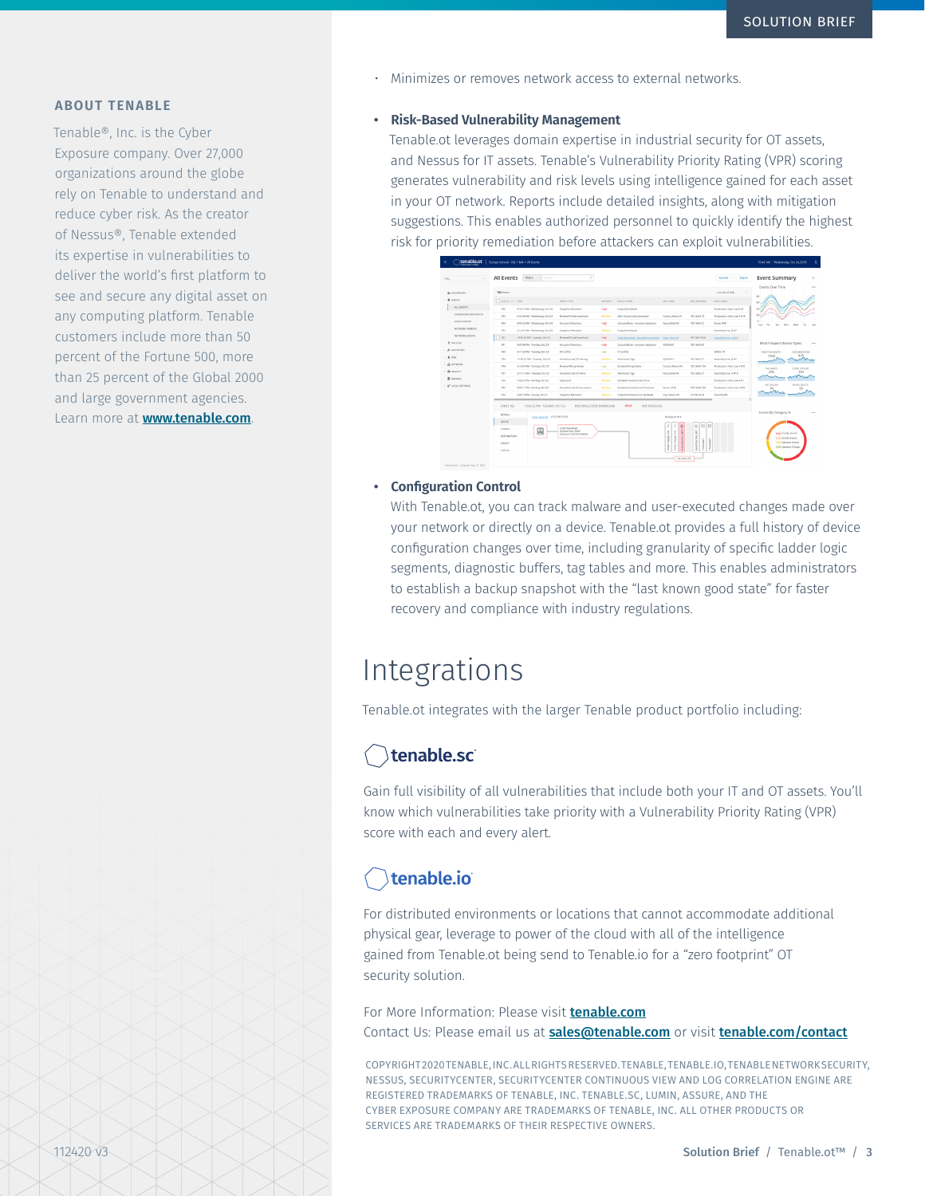## ABOUT TENABLE

Tenable®, Inc. is the Cyber Exposure company. Over 27,000 organizations around the globe rely on Tenable to understand and reduce cyber risk. As the creator of Nessus®, Tenable extended its expertise in vulnerabilities to deliver the world's first platform to see and secure any digital asset on any computing platform. Tenable customers include more than 50 percent of the Fortune 500, more than 25 percent of the Global 2000 and large government agencies. Learn more at **[www.tenable.com](http://www.tenable.com)**.

- Minimizes or removes network access to external networks.

- **Risk-Based Vulnerability Management**
  Tenable.ot leverages domain expertise in industrial security for OT assets, and Nessus for IT assets. Tenable's Vulnerability Priority Rating (VPR) scoring generates vulnerability and risk levels using intelligence gained for each asset in your OT network. Reports include detailed insights, along with mitigation suggestions. This enables authorized personnel to quickly identify the highest risk for priority remediation before attackers can exploit vulnerabilities.

- **Configuration Control**
  With Tenable.ot, you can track malware and user-executed changes made over your network or directly on a device. Tenable.ot provides a full history of device configuration changes over time, including granularity of specific ladder logic segments, diagnostic buffers, tag tables and more. This enables administrators to establish a backup snapshot with the "last known good state" for faster recovery and compliance with industry regulations.

# Integrations

Tenable.ot integrates with the larger Tenable product portfolio including:

### tenable.sc

Gain full visibility of all vulnerabilities that include both your IT and OT assets. You'll know which vulnerabilities take priority with a Vulnerability Priority Rating (VPR) score with each and every alert.

### tenable.io

For distributed environments or locations that cannot accommodate additional physical gear, leverage to power of the cloud with all of the intelligence gained from Tenable.ot being send to Tenable.io for a "zero footprint" OT security solution.

For More Information: Please visit **[tenable.com](http://tenable.com)**
Contact Us: Please email us at **[sales@tenable.com](mailto:sales@tenable.com)** or visit **[tenable.com/contact](http://tenable.com/contact)**

COPYRIGHT 2020 TENABLE, INC. ALL RIGHTS RESERVED. TENABLE, TENABLE.IO, TENABLE NETWORK SECURITY, NESSUS, SECURITYCENTER, SECURITYCENTER CONTINUOUS VIEW AND LOG CORRELATION ENGINE ARE REGISTERED TRADEMARKS OF TENABLE, INC. TENABLE.SC, LUMIN, ASSURE, AND THE CYBER EXPOSURE COMPANY ARE TRADEMARKS OF TENABLE, INC. ALL OTHER PRODUCTS OR SERVICES ARE TRADEMARKS OF THEIR RESPECTIVE OWNERS.

112420 v3